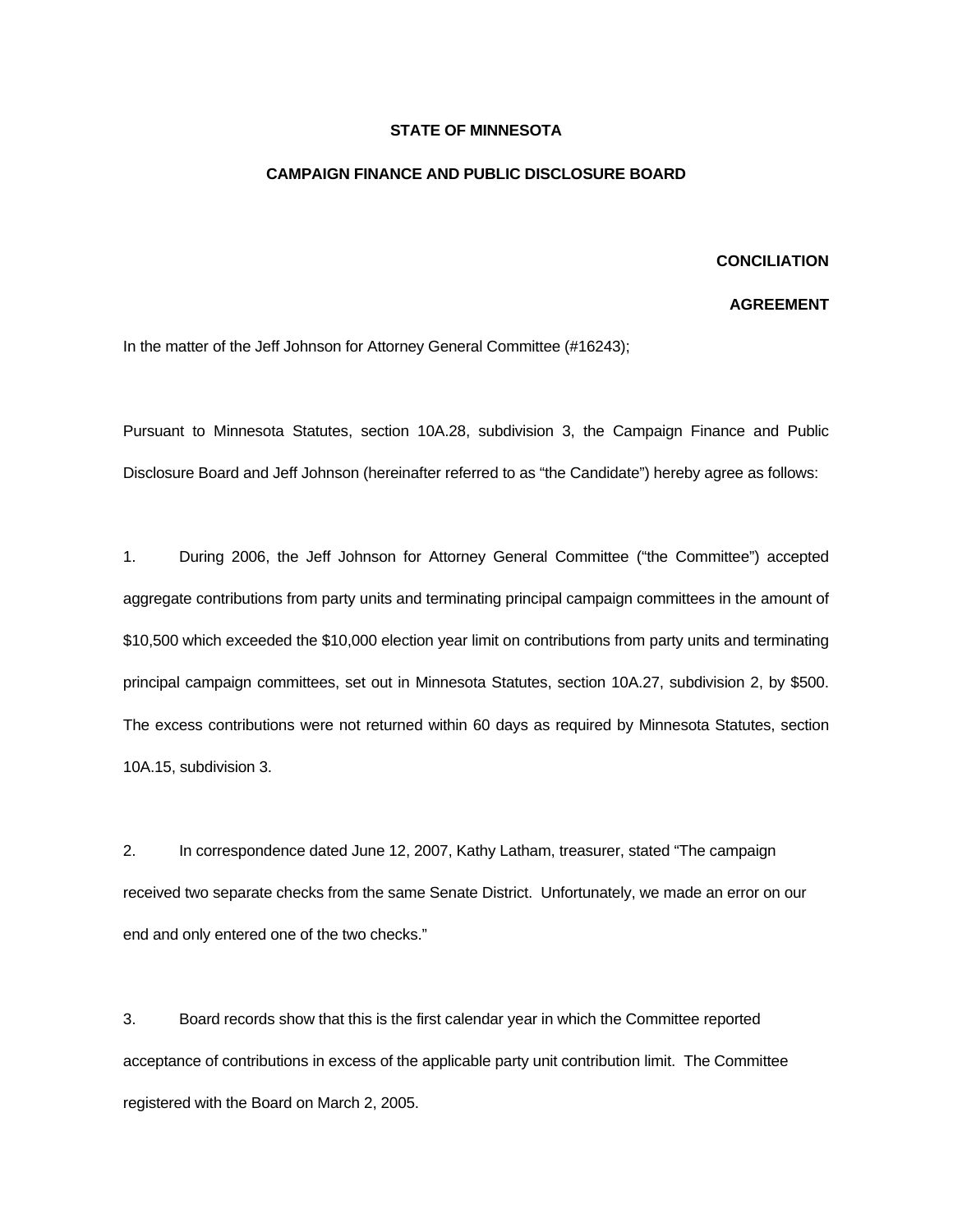**STATE OF MINNESOTA**

**CAMPAIGN FINANCE AND PUBLIC DISCLOSURE BOARD**

**CONCILIATION**

**AGREEMENT**

In the matter of the Jeff Johnson for Attorney General Committee (#16243);

Pursuant to Minnesota Statutes, section 10A.28, subdivision 3, the Campaign Finance and Public Disclosure Board and Jeff Johnson (hereinafter referred to as "the Candidate") hereby agree as follows:

1. During 2006, the Jeff Johnson for Attorney General Committee ("the Committee") accepted aggregate contributions from party units and terminating principal campaign committees in the amount of $10,500 which exceeded the $10,000 election year limit on contributions from party units and terminating principal campaign committees, set out in Minnesota Statutes, section 10A.27, subdivision 2, by $500. The excess contributions were not returned within 60 days as required by Minnesota Statutes, section 10A.15, subdivision 3.

2. In correspondence dated June 12, 2007, Kathy Latham, treasurer, stated "The campaign received two separate checks from the same Senate District. Unfortunately, we made an error on our end and only entered one of the two checks."

3. Board records show that this is the first calendar year in which the Committee reported acceptance of contributions in excess of the applicable party unit contribution limit. The Committee registered with the Board on March 2, 2005.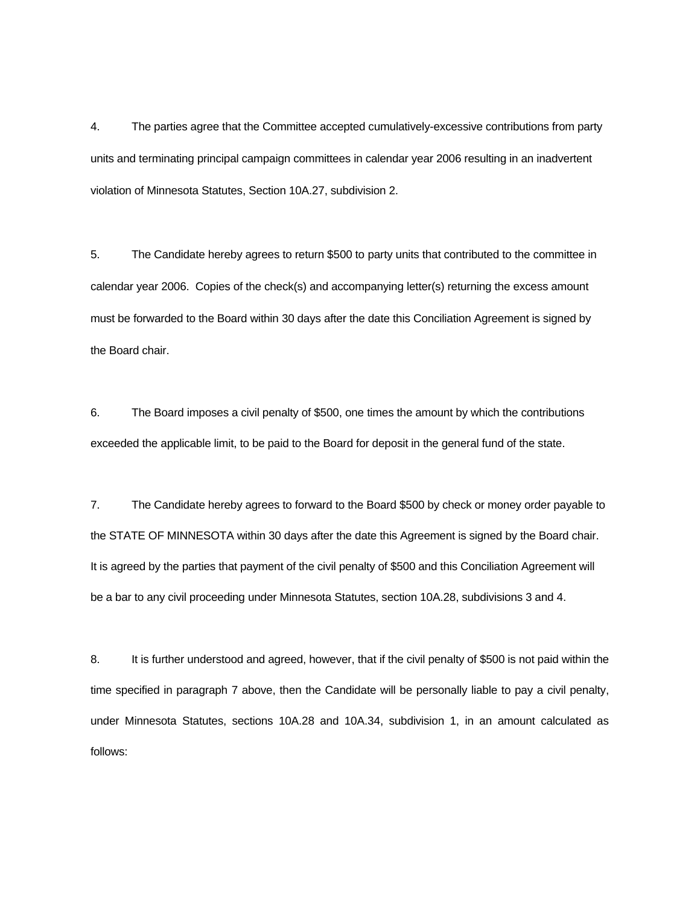4. The parties agree that the Committee accepted cumulatively-excessive contributions from party units and terminating principal campaign committees in calendar year 2006 resulting in an inadvertent violation of Minnesota Statutes, Section 10A.27, subdivision 2.

5. The Candidate hereby agrees to return $500 to party units that contributed to the committee in calendar year 2006. Copies of the check(s) and accompanying letter(s) returning the excess amount must be forwarded to the Board within 30 days after the date this Conciliation Agreement is signed by the Board chair.

6. The Board imposes a civil penalty of $500, one times the amount by which the contributions exceeded the applicable limit, to be paid to the Board for deposit in the general fund of the state.

7. The Candidate hereby agrees to forward to the Board $500 by check or money order payable to the STATE OF MINNESOTA within 30 days after the date this Agreement is signed by the Board chair. It is agreed by the parties that payment of the civil penalty of $500 and this Conciliation Agreement will be a bar to any civil proceeding under Minnesota Statutes, section 10A.28, subdivisions 3 and 4.

8. It is further understood and agreed, however, that if the civil penalty of $500 is not paid within the time specified in paragraph 7 above, then the Candidate will be personally liable to pay a civil penalty, under Minnesota Statutes, sections 10A.28 and 10A.34, subdivision 1, in an amount calculated as follows: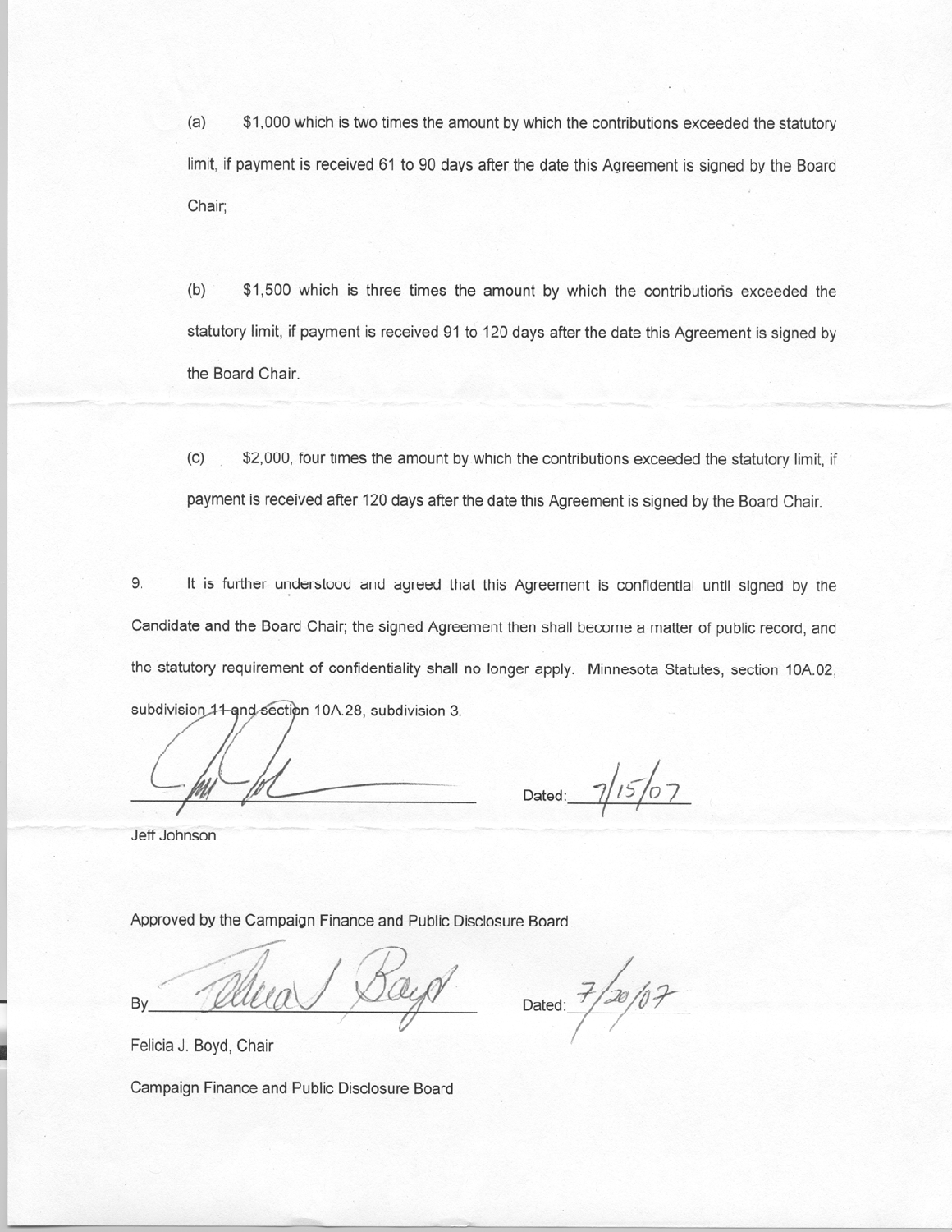(a) $1,000 which is two times the amount by which the contributions exceeded the statutory limit, if payment is received 61 to 90 days after the date this Agreement is signed by the Board Chair;

(b) $1,500 which is three times the amount by which the contributions exceeded the statutory limit, if payment is received 91 to 120 days after the date this Agreement is signed by the Board Chair.

(c) $2,000, four times the amount by which the contributions exceeded the statutory limit, if payment is received after 120 days after the date this Agreement is signed by the Board Chair.

9. It is further understood and agreed that this Agreement is confidential until signed by the Candidate and the Board Chair; the signed Agreement then shall become a matter of public record, and the statutory requirement of confidentiality shall no longer apply. Minnesota Statutes, section 10A.02, subdivision 11 and section 10A.28, subdivision 3.

______________________________ Dated: 7/15/07

Jeff Johnson

Approved by the Campaign Finance and Public Disclosure Board

By______________________________ Dated: 7/20/07

Felicia J. Boyd, Chair

Campaign Finance and Public Disclosure Board